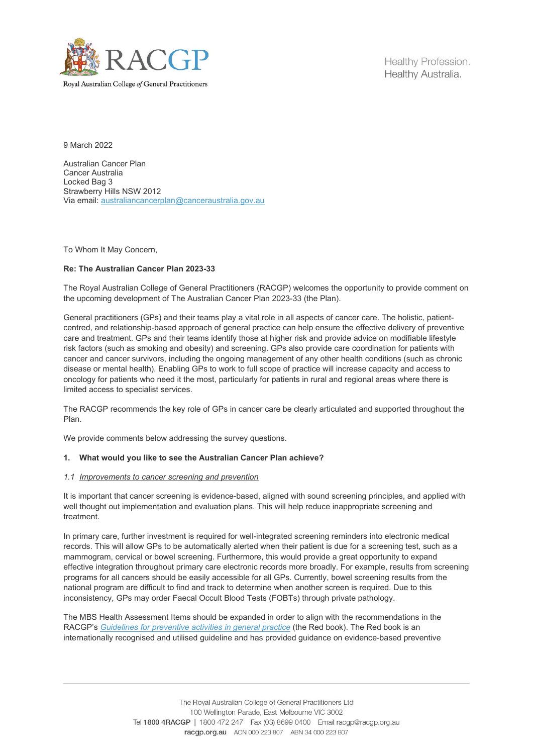Royal Australian College *of* General Practitioners

Healthy Profession.
Healthy Australia.

9 March 2022

Australian Cancer Plan
Cancer Australia
Locked Bag 3
Strawberry Hills NSW 2012
Via email: australiancancerplan@canceraustralia.gov.au

To Whom It May Concern,

**Re: The Australian Cancer Plan 2023-33**

The Royal Australian College of General Practitioners (RACGP) welcomes the opportunity to provide comment on the upcoming development of The Australian Cancer Plan 2023-33 (the Plan).

General practitioners (GPs) and their teams play a vital role in all aspects of cancer care. The holistic, patient-centred, and relationship-based approach of general practice can help ensure the effective delivery of preventive care and treatment. GPs and their teams identify those at higher risk and provide advice on modifiable lifestyle risk factors (such as smoking and obesity) and screening. GPs also provide care coordination for patients with cancer and cancer survivors, including the ongoing management of any other health conditions (such as chronic disease or mental health). Enabling GPs to work to full scope of practice will increase capacity and access to oncology for patients who need it the most, particularly for patients in rural and regional areas where there is limited access to specialist services.

The RACGP recommends the key role of GPs in cancer care be clearly articulated and supported throughout the Plan.

We provide comments below addressing the survey questions.

**1. What would you like to see the Australian Cancer Plan achieve?**

*1.1 Improvements to cancer screening and prevention*

It is important that cancer screening is evidence-based, aligned with sound screening principles, and applied with well thought out implementation and evaluation plans. This will help reduce inappropriate screening and treatment.

In primary care, further investment is required for well-integrated screening reminders into electronic medical records. This will allow GPs to be automatically alerted when their patient is due for a screening test, such as a mammogram, cervical or bowel screening. Furthermore, this would provide a great opportunity to expand effective integration throughout primary care electronic records more broadly. For example, results from screening programs for all cancers should be easily accessible for all GPs. Currently, bowel screening results from the national program are difficult to find and track to determine when another screen is required. Due to this inconsistency, GPs may order Faecal Occult Blood Tests (FOBTs) through private pathology.

The MBS Health Assessment Items should be expanded in order to align with the recommendations in the RACGP's *Guidelines for preventive activities in general practice* (the Red book). The Red book is an internationally recognised and utilised guideline and has provided guidance on evidence-based preventive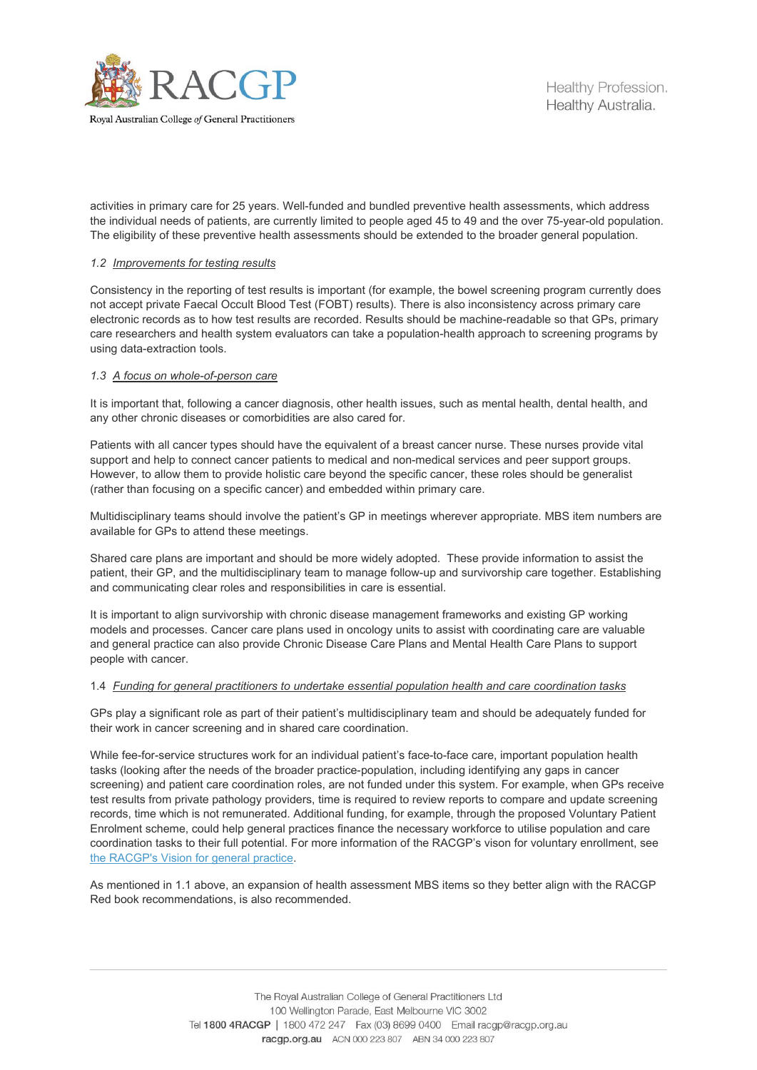activities in primary care for 25 years. Well-funded and bundled preventive health assessments, which address the individual needs of patients, are currently limited to people aged 45 to 49 and the over 75-year-old population. The eligibility of these preventive health assessments should be extended to the broader general population.

### 1.2 *Improvements for testing results*

Consistency in the reporting of test results is important (for example, the bowel screening program currently does not accept private Faecal Occult Blood Test (FOBT) results). There is also inconsistency across primary care electronic records as to how test results are recorded. Results should be machine-readable so that GPs, primary care researchers and health system evaluators can take a population-health approach to screening programs by using data-extraction tools.

### 1.3 *A focus on whole-of-person care*

It is important that, following a cancer diagnosis, other health issues, such as mental health, dental health, and any other chronic diseases or comorbidities are also cared for.

Patients with all cancer types should have the equivalent of a breast cancer nurse. These nurses provide vital support and help to connect cancer patients to medical and non-medical services and peer support groups. However, to allow them to provide holistic care beyond the specific cancer, these roles should be generalist (rather than focusing on a specific cancer) and embedded within primary care.

Multidisciplinary teams should involve the patient's GP in meetings wherever appropriate. MBS item numbers are available for GPs to attend these meetings.

Shared care plans are important and should be more widely adopted. These provide information to assist the patient, their GP, and the multidisciplinary team to manage follow-up and survivorship care together. Establishing and communicating clear roles and responsibilities in care is essential.

It is important to align survivorship with chronic disease management frameworks and existing GP working models and processes. Cancer care plans used in oncology units to assist with coordinating care are valuable and general practice can also provide Chronic Disease Care Plans and Mental Health Care Plans to support people with cancer.

### 1.4 *Funding for general practitioners to undertake essential population health and care coordination tasks*

GPs play a significant role as part of their patient's multidisciplinary team and should be adequately funded for their work in cancer screening and in shared care coordination.

While fee-for-service structures work for an individual patient's face-to-face care, important population health tasks (looking after the needs of the broader practice-population, including identifying any gaps in cancer screening) and patient care coordination roles, are not funded under this system. For example, when GPs receive test results from private pathology providers, time is required to review reports to compare and update screening records, time which is not remunerated. Additional funding, for example, through the proposed Voluntary Patient Enrolment scheme, could help general practices finance the necessary workforce to utilise population and care coordination tasks to their full potential. For more information of the RACGP's vison for voluntary enrollment, see [the RACGP's Vision for general practice](the RACGP's Vision for general practice).

As mentioned in 1.1 above, an expansion of health assessment MBS items so they better align with the RACGP Red book recommendations, is also recommended.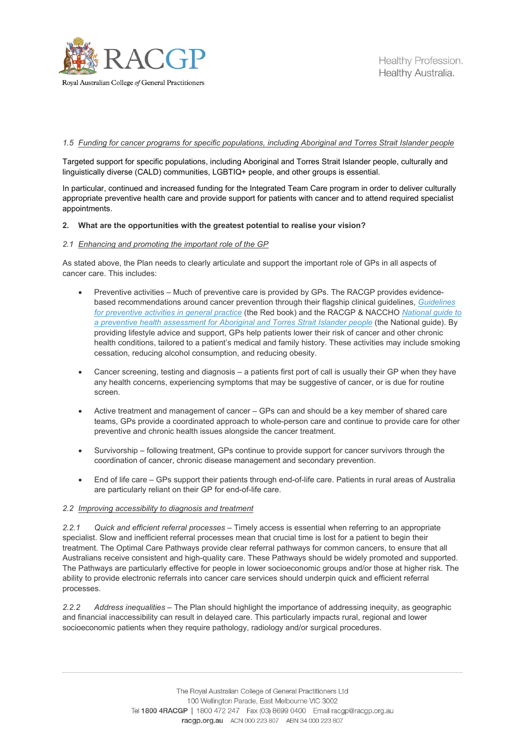*1.5 Funding for cancer programs for specific populations, including Aboriginal and Torres Strait Islander people*

Targeted support for specific populations, including Aboriginal and Torres Strait Islander people, culturally and linguistically diverse (CALD) communities, LGBTIQ+ people, and other groups is essential.

In particular, continued and increased funding for the Integrated Team Care program in order to deliver culturally appropriate preventive health care and provide support for patients with cancer and to attend required specialist appointments.

**2. What are the opportunities with the greatest potential to realise your vision?**

*2.1 Enhancing and promoting the important role of the GP*

As stated above, the Plan needs to clearly articulate and support the important role of GPs in all aspects of cancer care. This includes:

- Preventive activities – Much of preventive care is provided by GPs. The RACGP provides evidence-based recommendations around cancer prevention through their flagship clinical guidelines, *Guidelines for preventive activities in general practice* (the Red book) and the RACGP & NACCHO *National guide to a preventive health assessment for Aboriginal and Torres Strait Islander people* (the National guide). By providing lifestyle advice and support, GPs help patients lower their risk of cancer and other chronic health conditions, tailored to a patient's medical and family history. These activities may include smoking cessation, reducing alcohol consumption, and reducing obesity.
- Cancer screening, testing and diagnosis – a patients first port of call is usually their GP when they have any health concerns, experiencing symptoms that may be suggestive of cancer, or is due for routine screen.
- Active treatment and management of cancer – GPs can and should be a key member of shared care teams, GPs provide a coordinated approach to whole-person care and continue to provide care for other preventive and chronic health issues alongside the cancer treatment.
- Survivorship – following treatment, GPs continue to provide support for cancer survivors through the coordination of cancer, chronic disease management and secondary prevention.
- End of life care – GPs support their patients through end-of-life care. Patients in rural areas of Australia are particularly reliant on their GP for end-of-life care.

*2.2 Improving accessibility to diagnosis and treatment*

*2.2.1 Quick and efficient referral processes* – Timely access is essential when referring to an appropriate specialist. Slow and inefficient referral processes mean that crucial time is lost for a patient to begin their treatment. The Optimal Care Pathways provide clear referral pathways for common cancers, to ensure that all Australians receive consistent and high-quality care. These Pathways should be widely promoted and supported. The Pathways are particularly effective for people in lower socioeconomic groups and/or those at higher risk. The ability to provide electronic referrals into cancer care services should underpin quick and efficient referral processes.

*2.2.2 Address inequalities* – The Plan should highlight the importance of addressing inequity, as geographic and financial inaccessibility can result in delayed care. This particularly impacts rural, regional and lower socioeconomic patients when they require pathology, radiology and/or surgical procedures.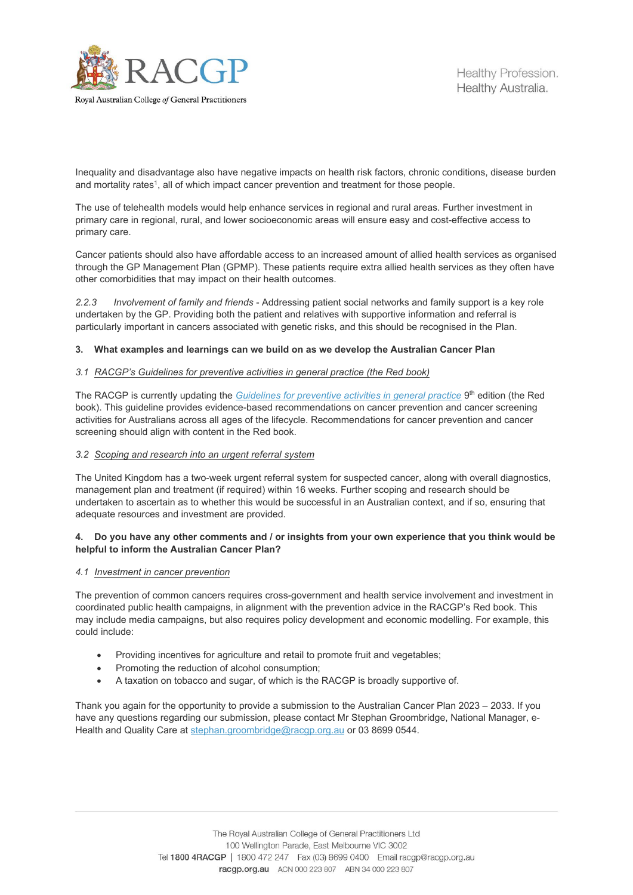Inequality and disadvantage also have negative impacts on health risk factors, chronic conditions, disease burden and mortality rates[1], all of which impact cancer prevention and treatment for those people.

The use of telehealth models would help enhance services in regional and rural areas. Further investment in primary care in regional, rural, and lower socioeconomic areas will ensure easy and cost-effective access to primary care.

Cancer patients should also have affordable access to an increased amount of allied health services as organised through the GP Management Plan (GPMP). These patients require extra allied health services as they often have other comorbidities that may impact on their health outcomes.

*2.2.3 Involvement of family and friends* - Addressing patient social networks and family support is a key role undertaken by the GP. Providing both the patient and relatives with supportive information and referral is particularly important in cancers associated with genetic risks, and this should be recognised in the Plan.

### 3. What examples and learnings can we build on as we develop the Australian Cancer Plan

*3.1 RACGP's Guidelines for preventive activities in general practice (the Red book)*

The RACGP is currently updating the *Guidelines for preventive activities in general practice* 9th edition (the Red book). This guideline provides evidence-based recommendations on cancer prevention and cancer screening activities for Australians across all ages of the lifecycle. Recommendations for cancer prevention and cancer screening should align with content in the Red book.

*3.2 Scoping and research into an urgent referral system*

The United Kingdom has a two-week urgent referral system for suspected cancer, along with overall diagnostics, management plan and treatment (if required) within 16 weeks. Further scoping and research should be undertaken to ascertain as to whether this would be successful in an Australian context, and if so, ensuring that adequate resources and investment are provided.

### 4. Do you have any other comments and / or insights from your own experience that you think would be helpful to inform the Australian Cancer Plan?

*4.1 Investment in cancer prevention*

The prevention of common cancers requires cross-government and health service involvement and investment in coordinated public health campaigns, in alignment with the prevention advice in the RACGP's Red book. This may include media campaigns, but also requires policy development and economic modelling. For example, this could include:

- Providing incentives for agriculture and retail to promote fruit and vegetables;
- Promoting the reduction of alcohol consumption;
- A taxation on tobacco and sugar, of which is the RACGP is broadly supportive of.

Thank you again for the opportunity to provide a submission to the Australian Cancer Plan 2023 – 2033. If you have any questions regarding our submission, please contact Mr Stephan Groombridge, National Manager, e-Health and Quality Care at stephan.groombridge@racgp.org.au or 03 8699 0544.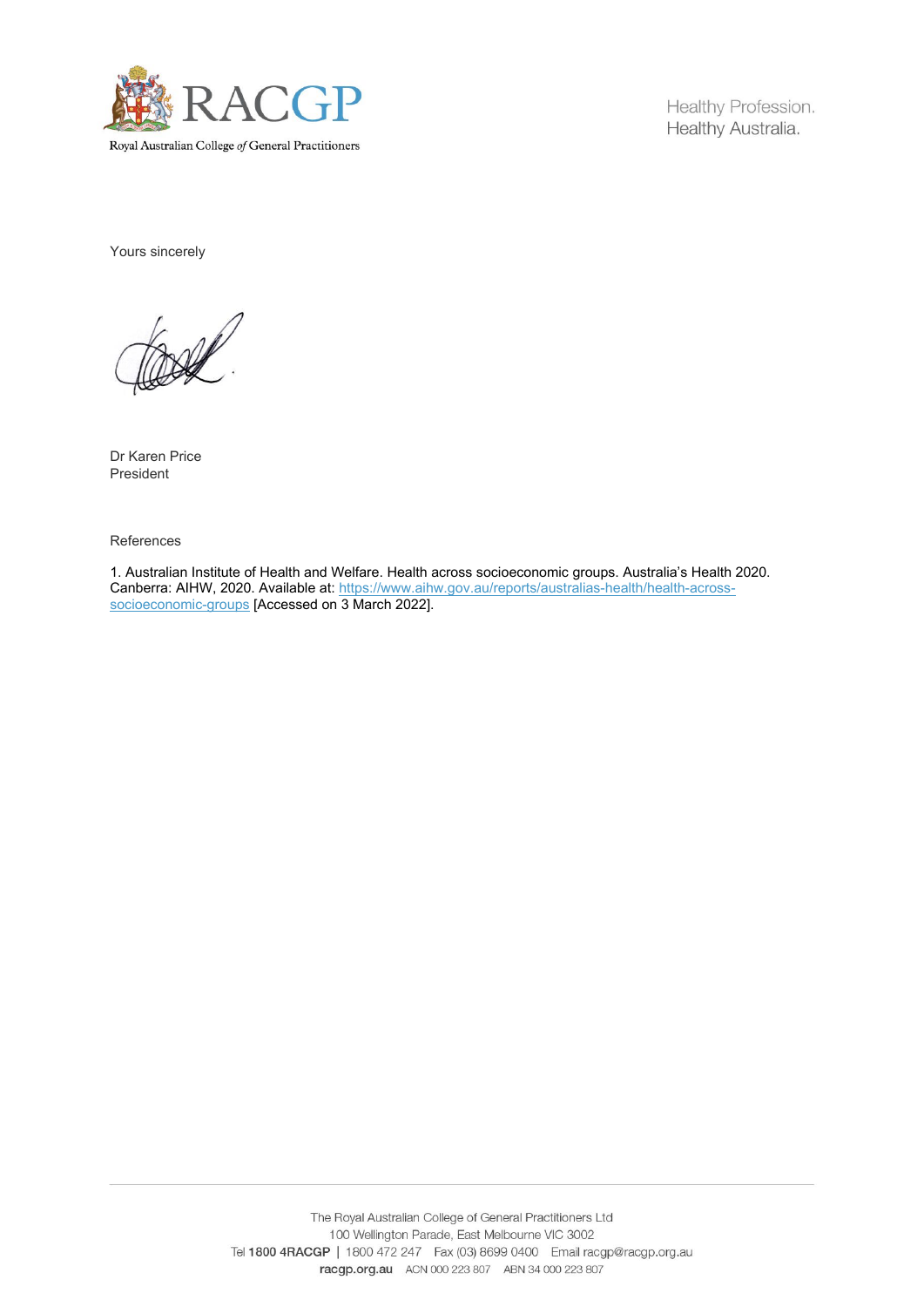Yours sincerely

Dr Karen Price
President

References

1. Australian Institute of Health and Welfare. Health across socioeconomic groups. Australia's Health 2020. Canberra: AIHW, 2020. Available at: https://www.aihw.gov.au/reports/australias-health/health-across-socioeconomic-groups [Accessed on 3 March 2022].